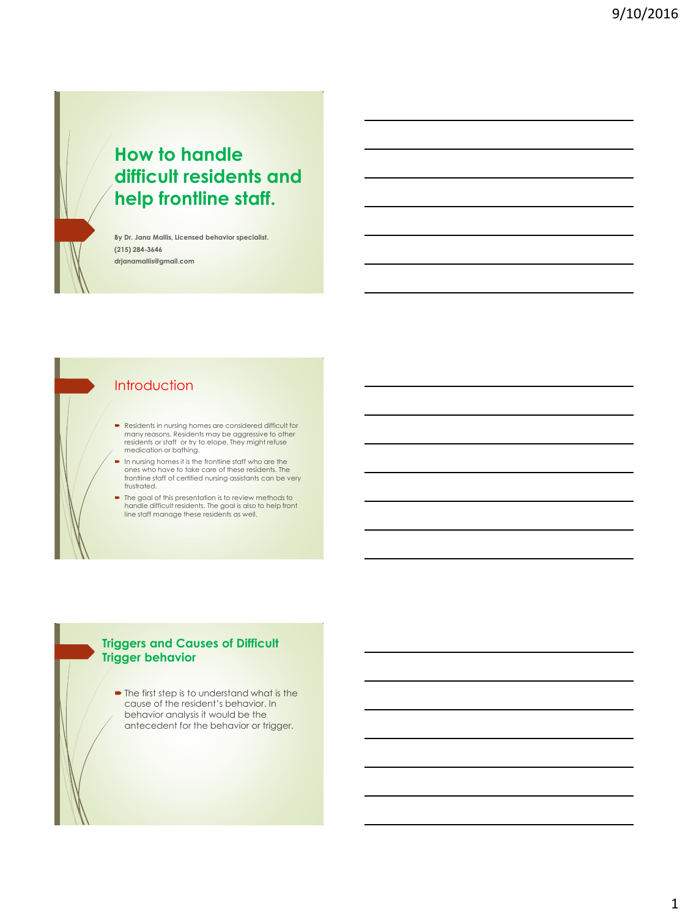# How to handle difficult residents and help frontline staff.

**By Dr. Jana Mallis, Licensed behavior specialist.**
**(215) 284-3646**
**drjanamallis@gmail.com**

## Introduction

- Residents in nursing homes are considered difficult for many reasons. Residents may be aggressive to other residents or staff or try to elope. They might refuse medication or bathing.
- In nursing homes it is the frontline staff who are the ones who have to take care of these residents. The frontline staff of certified nursing assistants can be very frustrated.
- The goal of this presentation is to review methods to handle difficult residents. The goal is also to help front line staff manage these residents as well.

## Triggers and Causes of Difficult Trigger behavior

- The first step is to understand what is the cause of the resident's behavior. In behavior analysis it would be the antecedent for the behavior or trigger.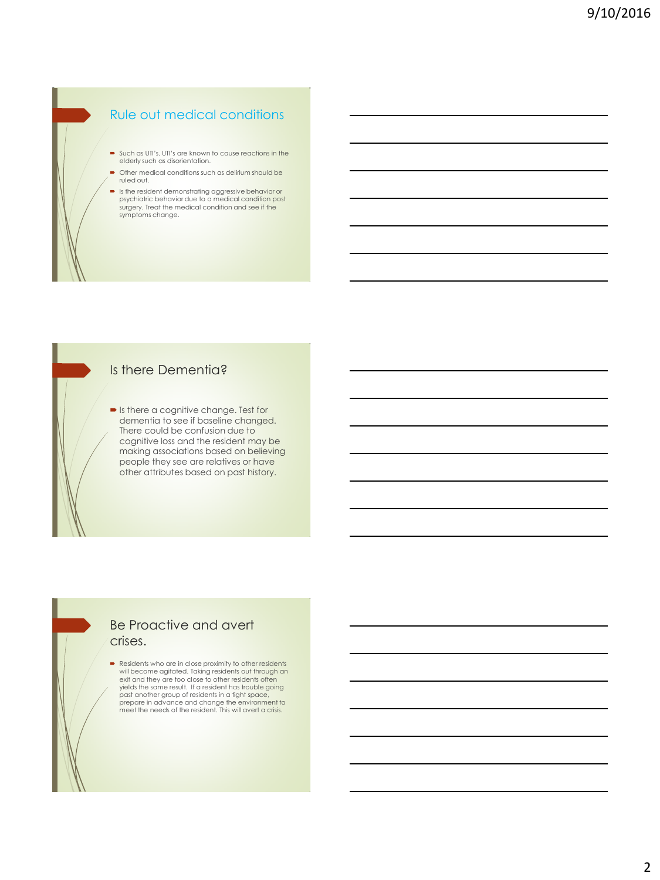## Rule out medical conditions

- Such as UTI's. UTI's are known to cause reactions in the elderly such as disorientation.
- Other medical conditions such as delirium should be ruled out.
- Is the resident demonstrating aggressive behavior or psychiatric behavior due to a medical condition post surgery. Treat the medical condition and see if the symptoms change.

## Is there Dementia?

- Is there a cognitive change. Test for dementia to see if baseline changed. There could be confusion due to cognitive loss and the resident may be making associations based on believing people they see are relatives or have other attributes based on past history.

## Be Proactive and avert crises.

- Residents who are in close proximity to other residents will become agitated. Taking residents out through an exit and they are too close to other residents often yields the same result. If a resident has trouble going past another group of residents in a tight space, prepare in advance and change the environment to meet the needs of the resident. This will avert a crisis.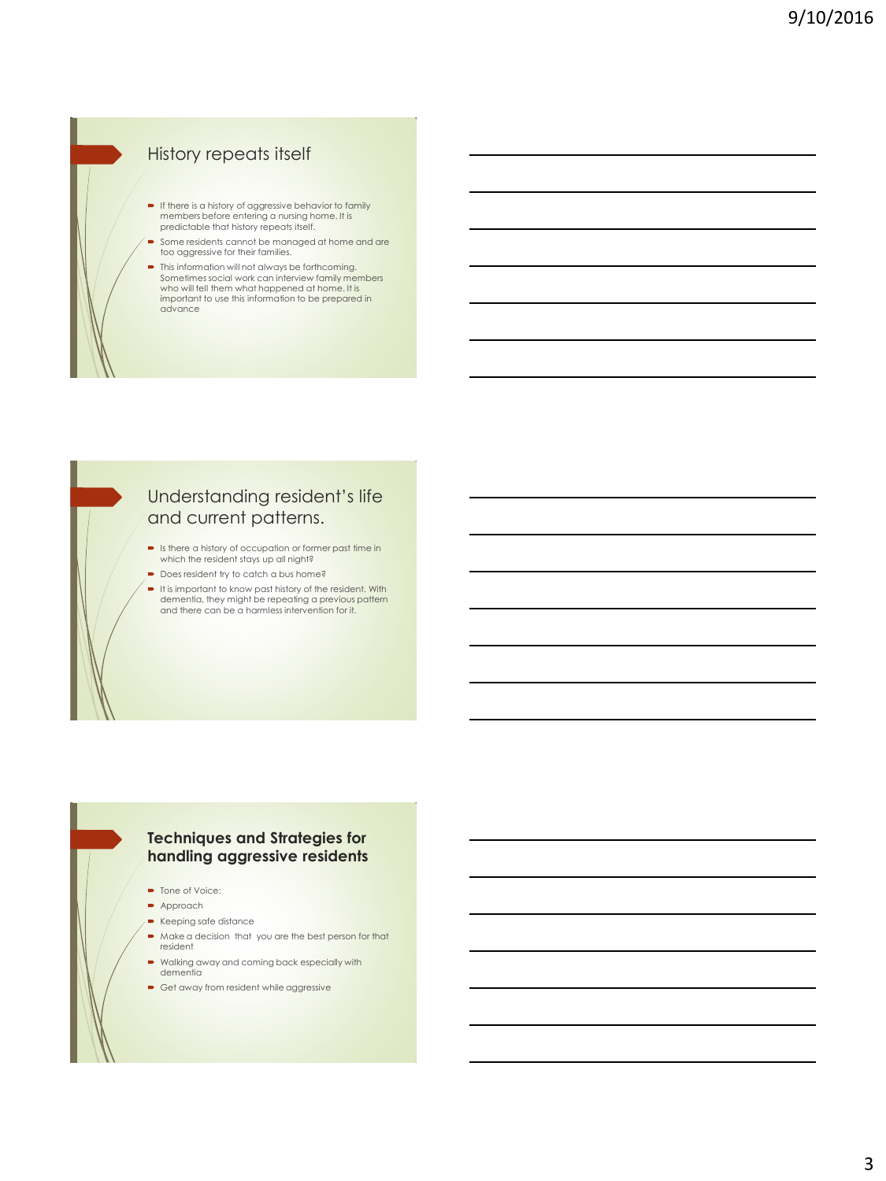## History repeats itself

- If there is a history of aggressive behavior to family members before entering a nursing home. It is predictable that history repeats itself.
- Some residents cannot be managed at home and are too aggressive for their families.
- This information will not always be forthcoming. Sometimes social work can interview family members who will tell them what happened at home. It is important to use this information to be prepared in advance

## Understanding resident's life and current patterns.

- Is there a history of occupation or former past time in which the resident stays up all night?
- Does resident try to catch a bus home?
- It is important to know past history of the resident. With dementia, they might be repeating a previous pattern and there can be a harmless intervention for it.

## Techniques and Strategies for handling aggressive residents

- Tone of Voice:
- Approach
- Keeping safe distance
- Make a decision that you are the best person for that resident
- Walking away and coming back especially with dementia
- Get away from resident while aggressive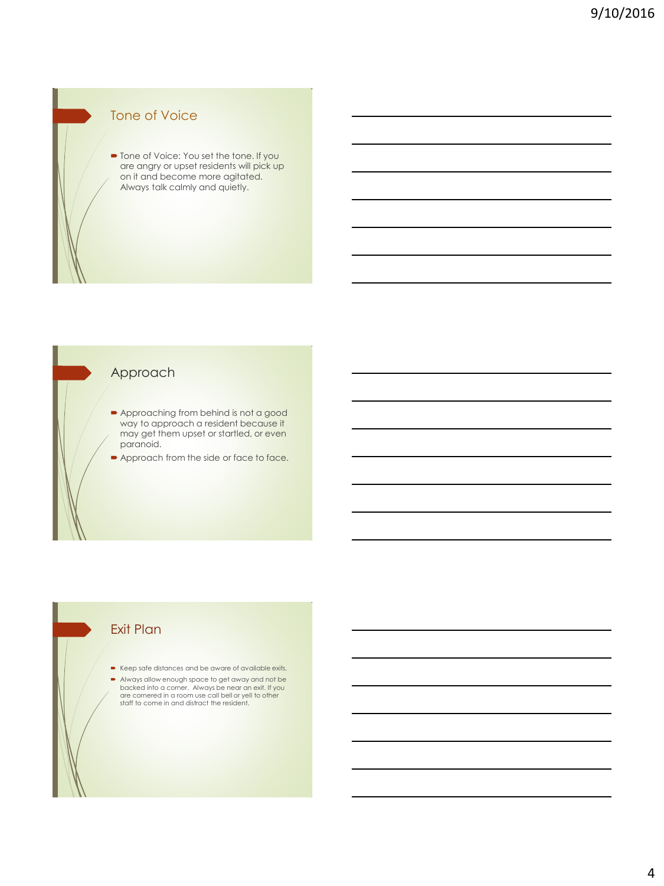## Tone of Voice

- Tone of Voice: You set the tone. If you are angry or upset residents will pick up on it and become more agitated. Always talk calmly and quietly.

## Approach

- Approaching from behind is not a good way to approach a resident because it may get them upset or startled, or even paranoid.
- Approach from the side or face to face.

## Exit Plan

- Keep safe distances and be aware of available exits.
- Always allow enough space to get away and not be backed into a corner. Always be near an exit. If you are cornered in a room use call bell or yell to other staff to come in and distract the resident.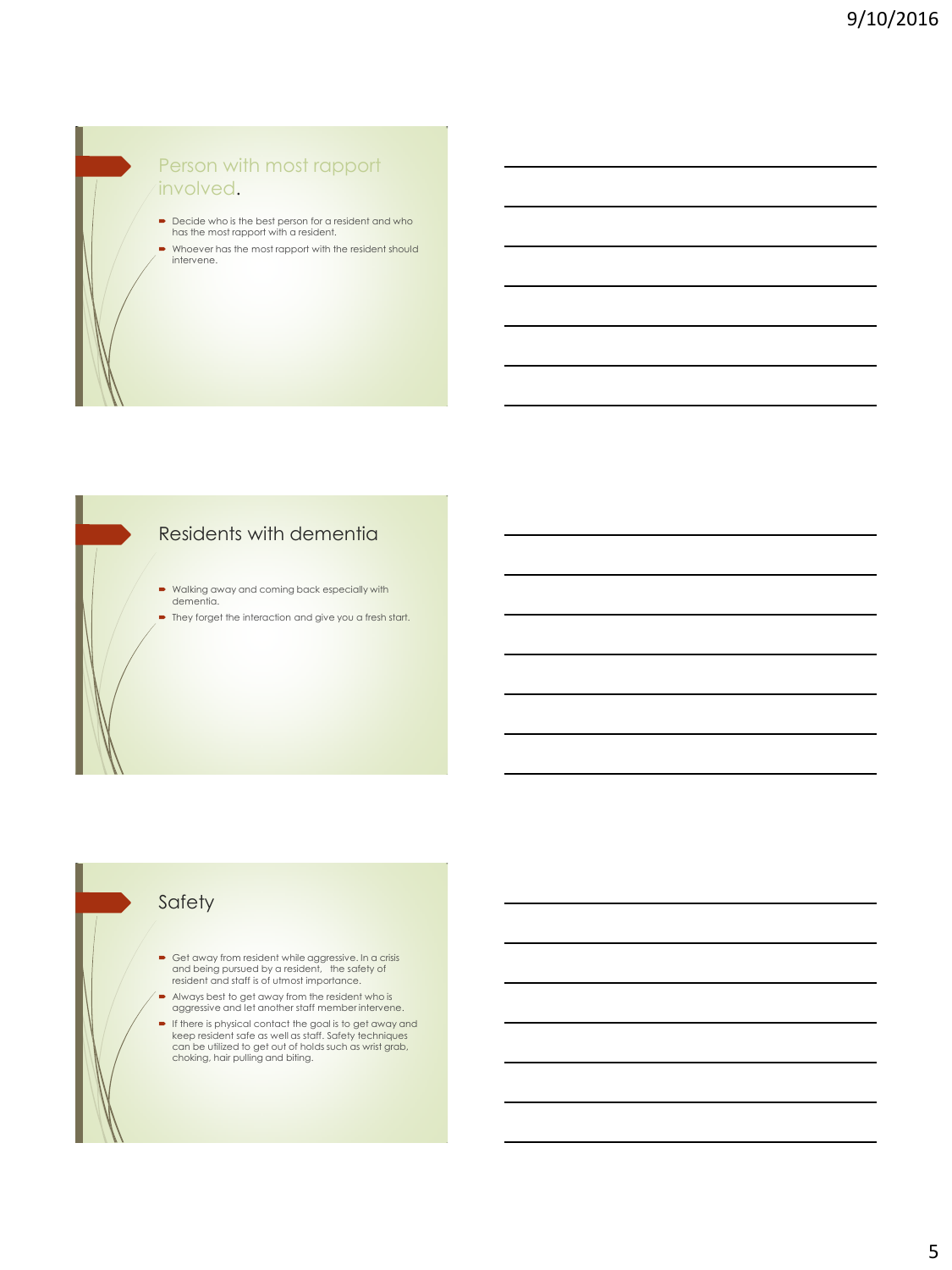## Person with most rapport involved.

- Decide who is the best person for a resident and who has the most rapport with a resident.
- Whoever has the most rapport with the resident should intervene.

## Residents with dementia

- Walking away and coming back especially with dementia.
- They forget the interaction and give you a fresh start.

## Safety

- Get away from resident while aggressive. In a crisis and being pursued by a resident, the safety of resident and staff is of utmost importance.
- Always best to get away from the resident who is aggressive and let another staff member intervene.
- If there is physical contact the goal is to get away and keep resident safe as well as staff. Safety techniques can be utilized to get out of holds such as wrist grab, choking, hair pulling and biting.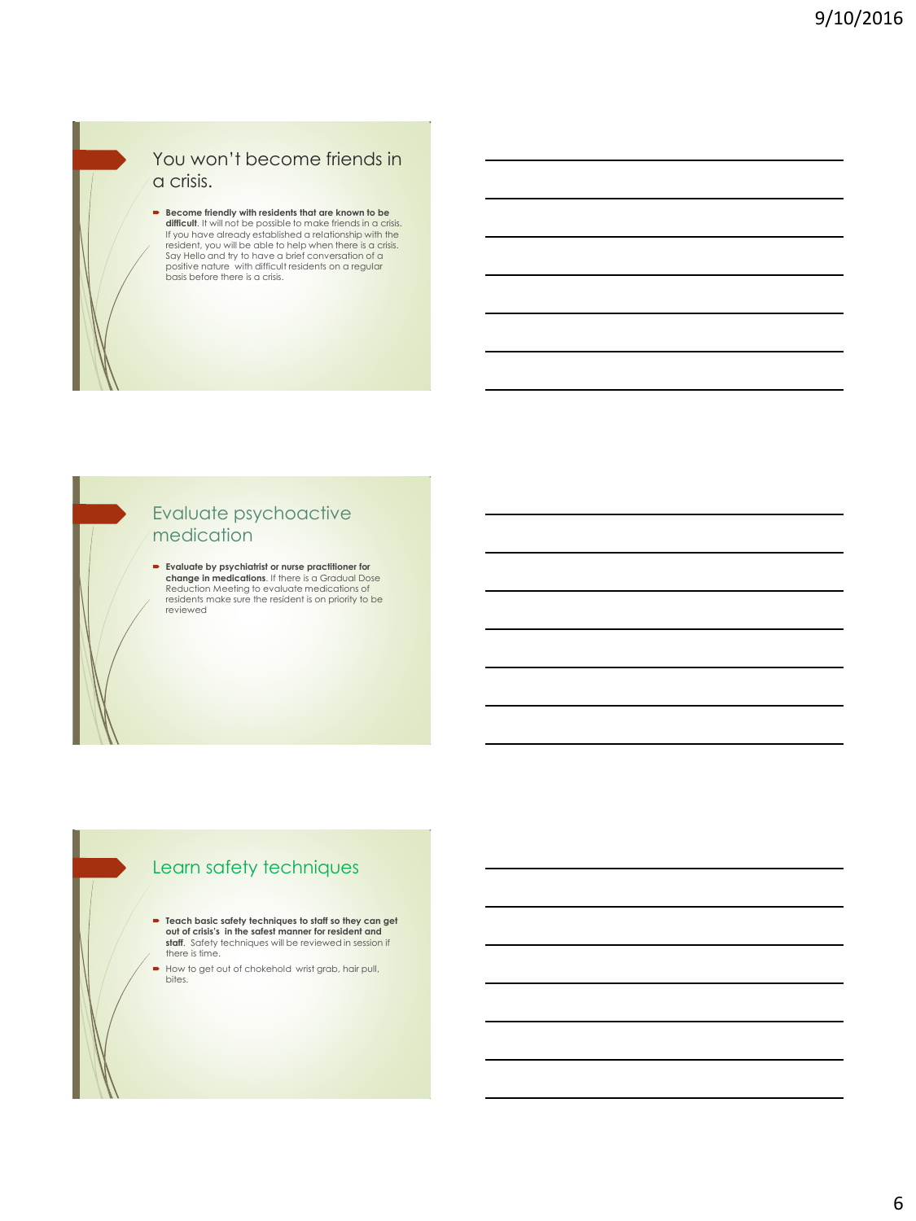## You won't become friends in a crisis.

- **Become friendly with residents that are known to be difficult**. It will not be possible to make friends in a crisis. If you have already established a relationship with the resident, you will be able to help when there is a crisis. Say Hello and try to have a brief conversation of a positive nature with difficult residents on a regular basis before there is a crisis.

## Evaluate psychoactive medication

- **Evaluate by psychiatrist or nurse practitioner for change in medications**. If there is a Gradual Dose Reduction Meeting to evaluate medications of residents make sure the resident is on priority to be reviewed

## Learn safety techniques

- **Teach basic safety techniques to staff so they can get out of crisis's in the safest manner for resident and staff**. Safety techniques will be reviewed in session if there is time.
- How to get out of chokehold wrist grab, hair pull, bites.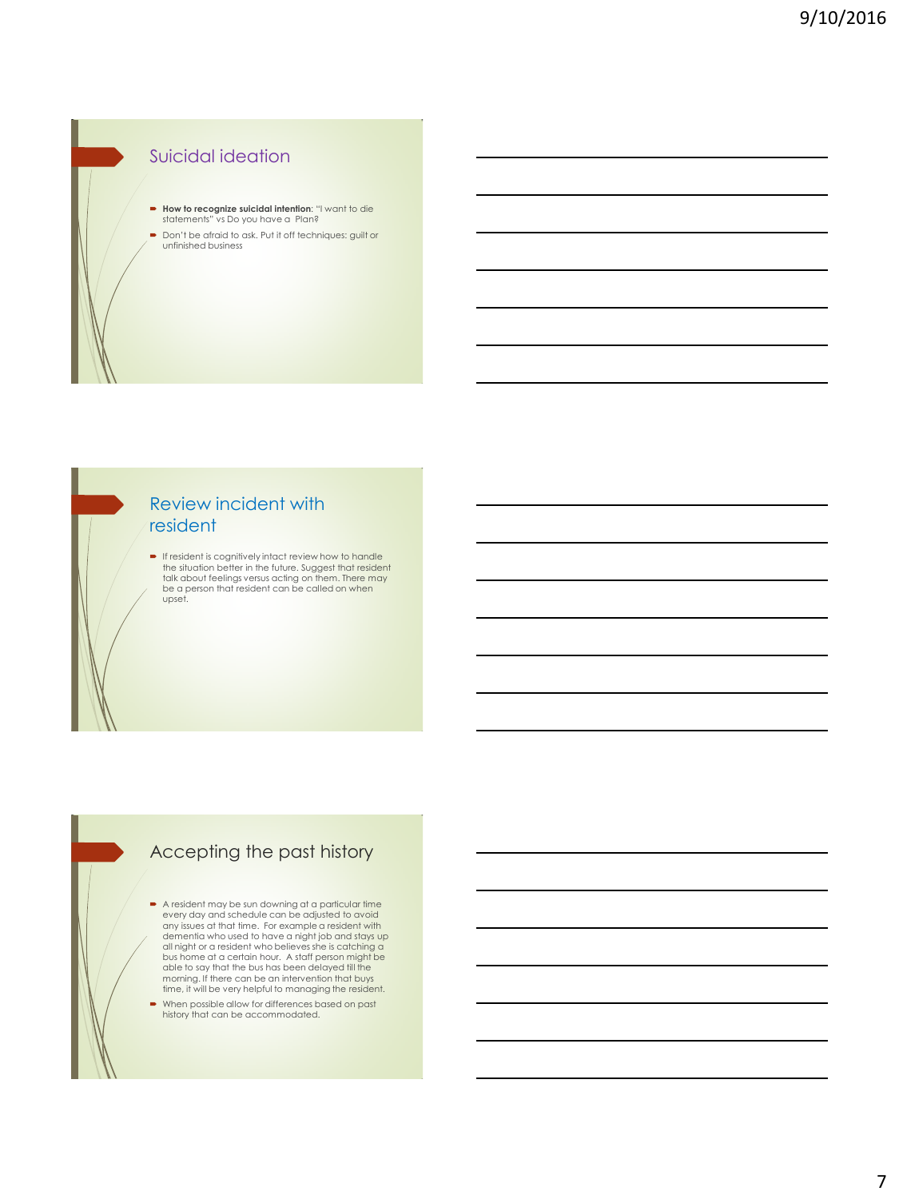## Suicidal ideation

- **How to recognize suicidal intention**: "I want to die statements" vs Do you have a Plan?
- Don't be afraid to ask. Put it off techniques: guilt or unfinished business

## Review incident with resident

- If resident is cognitively intact review how to handle the situation better in the future. Suggest that resident talk about feelings versus acting on them. There may be a person that resident can be called on when upset.

## Accepting the past history

- A resident may be sun downing at a particular time every day and schedule can be adjusted to avoid any issues at that time. For example a resident with dementia who used to have a night job and stays up all night or a resident who believes she is catching a bus home at a certain hour. A staff person might be able to say that the bus has been delayed till the morning. If there can be an intervention that buys time, it will be very helpful to managing the resident.
- When possible allow for differences based on past history that can be accommodated.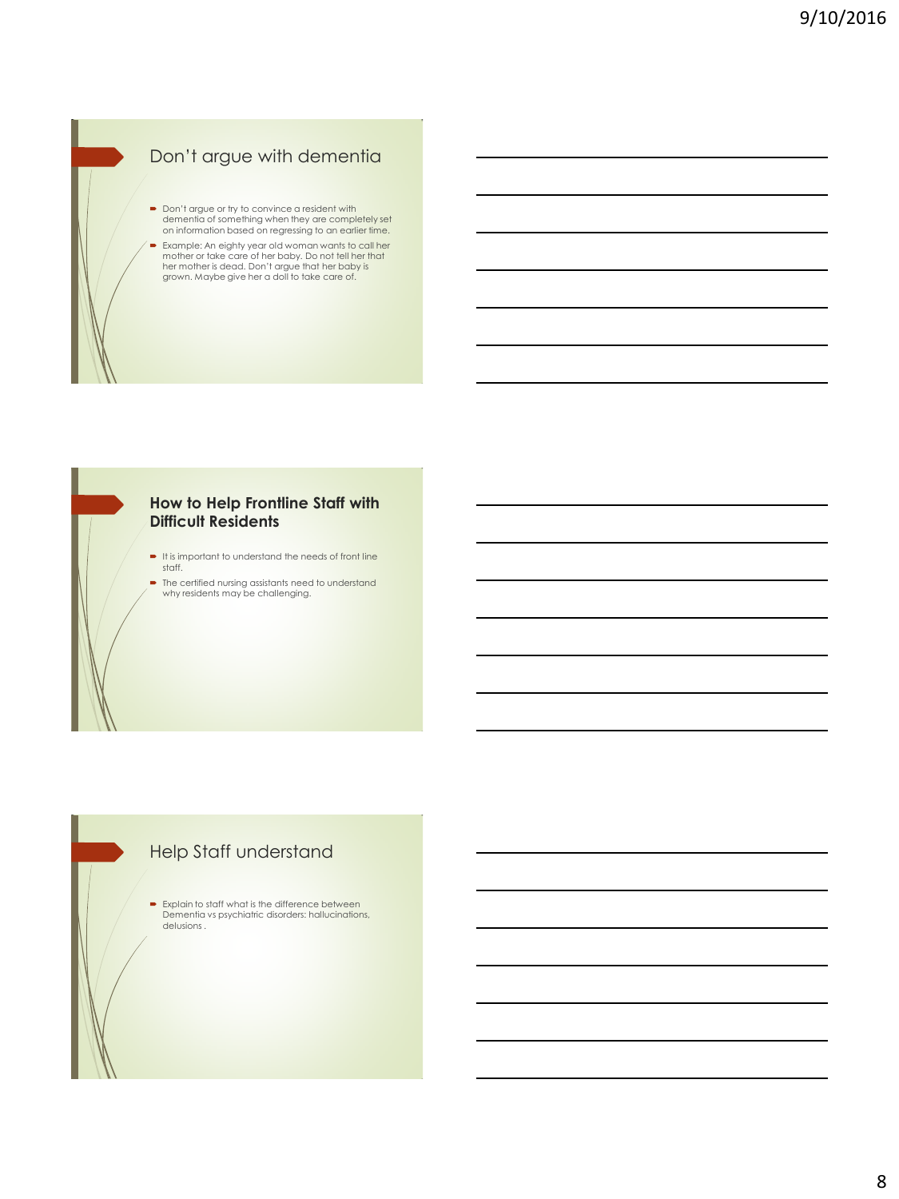## Don't argue with dementia

- Don't argue or try to convince a resident with dementia of something when they are completely set on information based on regressing to an earlier time.
- Example: An eighty year old woman wants to call her mother or take care of her baby. Do not tell her that her mother is dead. Don't argue that her baby is grown. Maybe give her a doll to take care of.

## How to Help Frontline Staff with Difficult Residents

- It is important to understand the needs of front line staff.
- The certified nursing assistants need to understand why residents may be challenging.

## Help Staff understand

- Explain to staff what is the difference between Dementia vs psychiatric disorders: hallucinations, delusions .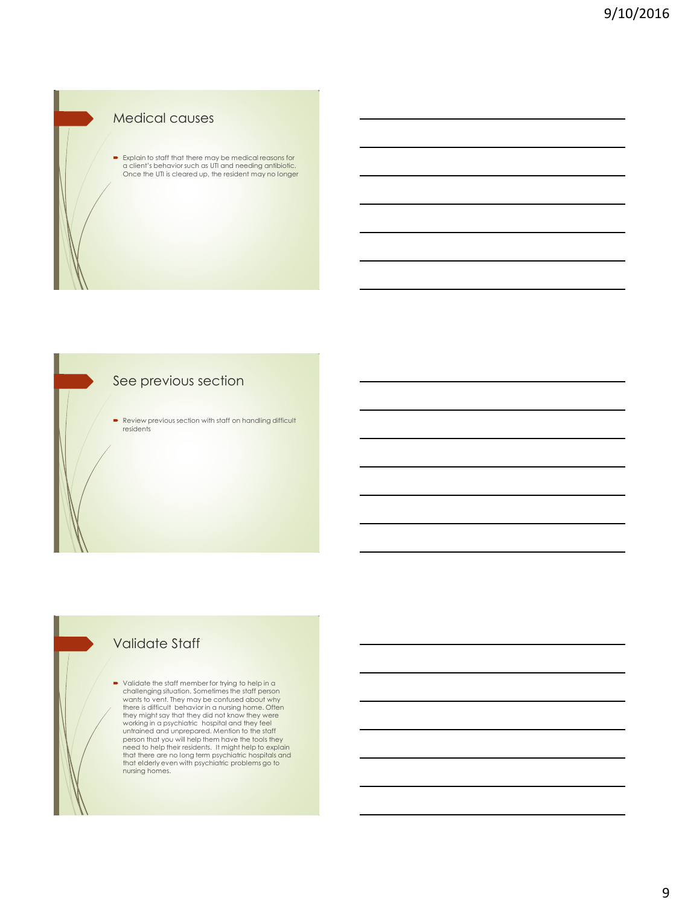## Medical causes

- Explain to staff that there may be medical reasons for a client's behavior such as UTI and needing antibiotic. Once the UTI is cleared up, the resident may no longer

## See previous section

- Review previous section with staff on handling difficult residents

## Validate Staff

- Validate the staff member for trying to help in a challenging situation. Sometimes the staff person wants to vent. They may be confused about why there is difficult behavior in a nursing home. Often they might say that they did not know they were working in a psychiatric hospital and they feel untrained and unprepared. Mention to the staff person that you will help them have the tools they need to help their residents. It might help to explain that there are no long term psychiatric hospitals and that elderly even with psychiatric problems go to nursing homes.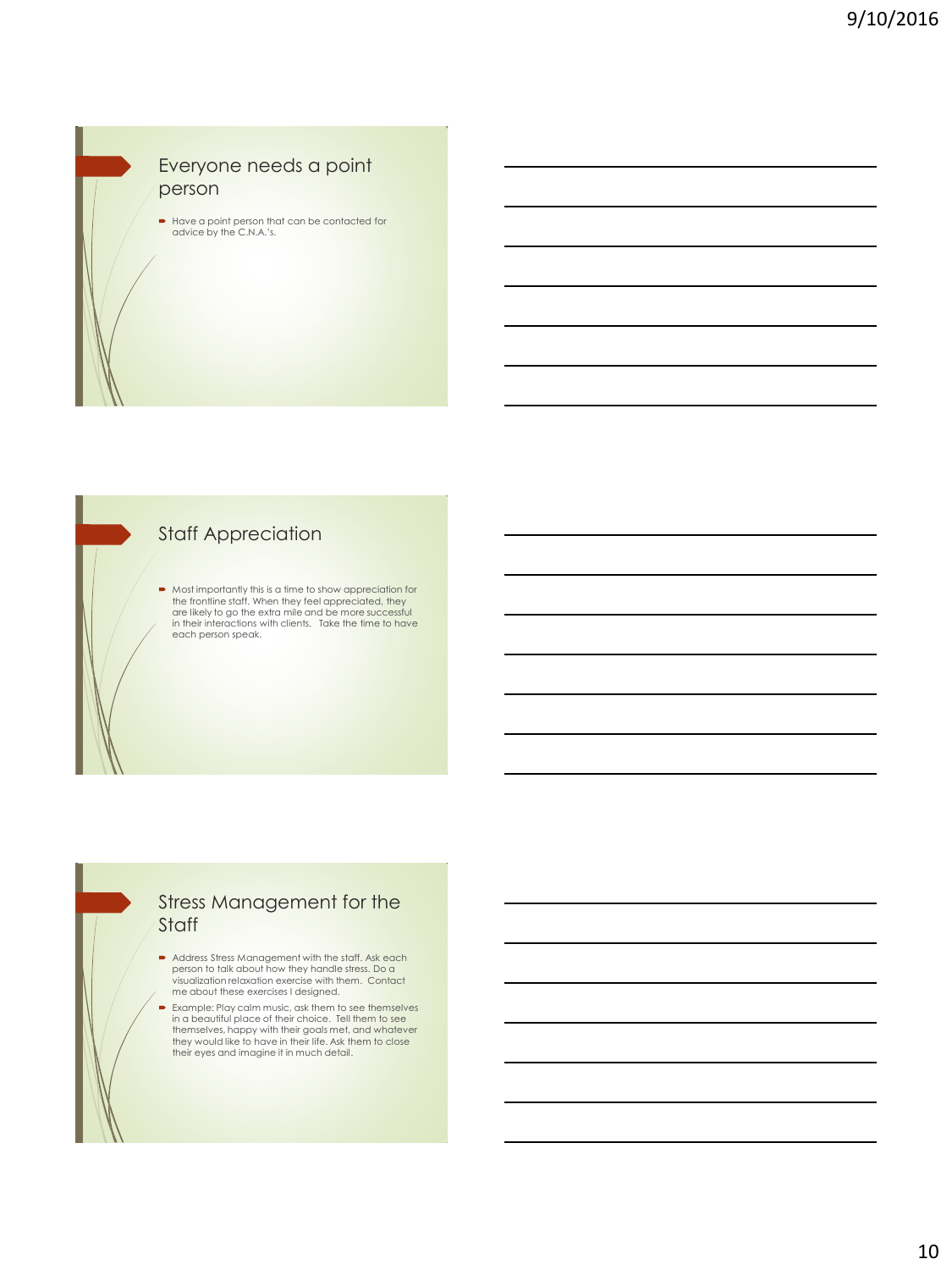## Everyone needs a point person

- Have a point person that can be contacted for advice by the C.N.A.'s.

## Staff Appreciation

- Most importantly this is a time to show appreciation for the frontline staff. When they feel appreciated, they are likely to go the extra mile and be more successful in their interactions with clients. Take the time to have each person speak.

## Stress Management for the Staff

- Address Stress Management with the staff. Ask each person to talk about how they handle stress. Do a visualization relaxation exercise with them. Contact me about these exercises I designed.
- Example: Play calm music, ask them to see themselves in a beautiful place of their choice. Tell them to see themselves, happy with their goals met, and whatever they would like to have in their life. Ask them to close their eyes and imagine it in much detail.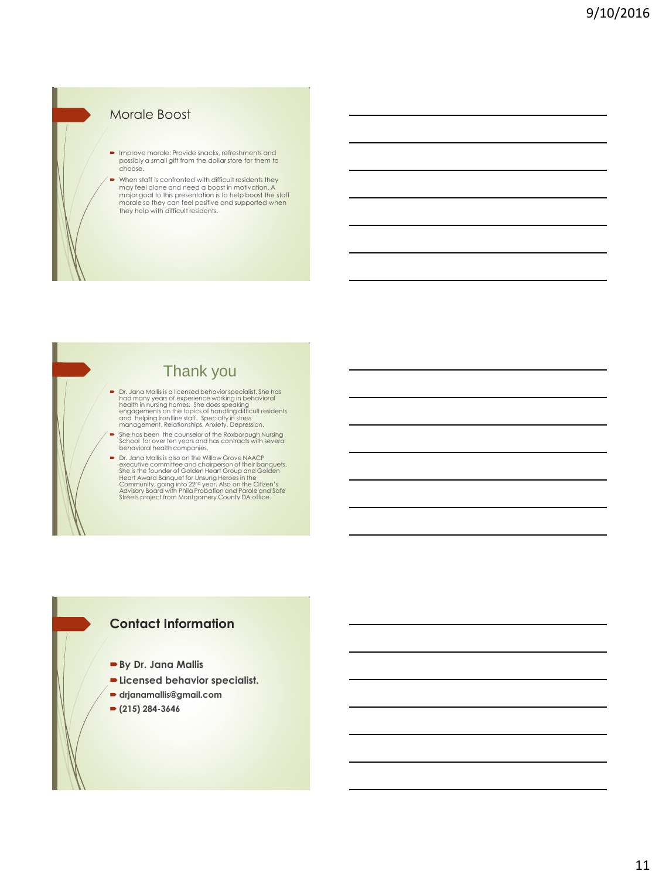## Morale Boost

- Improve morale: Provide snacks, refreshments and possibly a small gift from the dollar store for them to choose.
- When staff is confronted with difficult residents they may feel alone and need a boost in motivation. A major goal to this presentation is to help boost the staff morale so they can feel positive and supported when they help with difficult residents.

## Thank you

- Dr. Jana Mallis is a licensed behavior specialist. She has had many years of experience working in behavioral health in nursing homes. She does speaking engagements on the topics of handling difficult residents and helping frontline staff. Specialty in stress management, Relationships, Anxiety, Depression.
- She has been the counselor of the Roxborough Nursing School for over ten years and has contracts with several behavioral health companies.
- Dr. Jana Mallis is also on the Willow Grove NAACP executive committee and chairperson of their banquets. She is the founder of Golden Heart Group and Golden Heart Award Banquet for Unsung Heroes in the Community, going into 22nd year. Also on the Citizen's Advisory Board with Phila Probation and Parole and Safe Streets project from Montgomery County DA office.

## Contact Information

- **By Dr. Jana Mallis**
- **Licensed behavior specialist.**
- **drjanamallis@gmail.com**
- **(215) 284-3646**